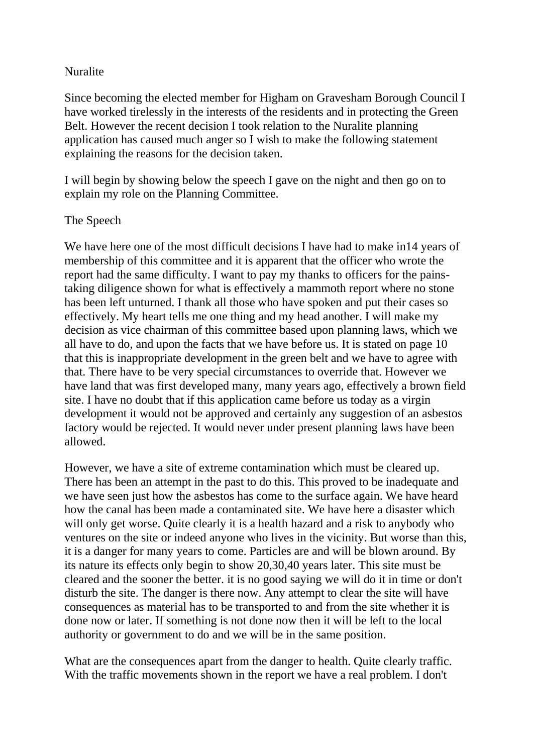Nuralite

Since becoming the elected member for Higham on Gravesham Borough Council I have worked tirelessly in the interests of the residents and in protecting the Green Belt. However the recent decision I took relation to the Nuralite planning application has caused much anger so I wish to make the following statement explaining the reasons for the decision taken.

I will begin by showing below the speech I gave on the night and then go on to explain my role on the Planning Committee.

The Speech

We have here one of the most difficult decisions I have had to make in14 years of membership of this committee and it is apparent that the officer who wrote the report had the same difficulty. I want to pay my thanks to officers for the pains-taking diligence shown for what is effectively a mammoth report where no stone has been left unturned. I thank all those who have spoken and put their cases so effectively. My heart tells me one thing and my head another. I will make my decision as vice chairman of this committee based upon planning laws, which we all have to do, and upon the facts that we have before us. It is stated on page 10 that this is inappropriate development in the green belt and we have to agree with that. There have to be very special circumstances to override that. However we have land that was first developed many, many years ago, effectively a brown field site. I have no doubt that if this application came before us today as a virgin development it would not be approved and certainly any suggestion of an asbestos factory would be rejected. It would never under present planning laws have been allowed.

However, we have a site of extreme contamination which must be cleared up. There has been an attempt in the past to do this. This proved to be inadequate and we have seen just how the asbestos has come to the surface again. We have heard how the canal has been made a contaminated site. We have here a disaster which will only get worse. Quite clearly it is a health hazard and a risk to anybody who ventures on the site or indeed anyone who lives in the vicinity. But worse than this, it is a danger for many years to come. Particles are and will be blown around. By its nature its effects only begin to show 20,30,40 years later. This site must be cleared and the sooner the better. it is no good saying we will do it in time or don't disturb the site. The danger is there now. Any attempt to clear the site will have consequences as material has to be transported to and from the site whether it is done now or later. If something is not done now then it will be left to the local authority or government to do and we will be in the same position.

What are the consequences apart from the danger to health. Quite clearly traffic. With the traffic movements shown in the report we have a real problem. I don't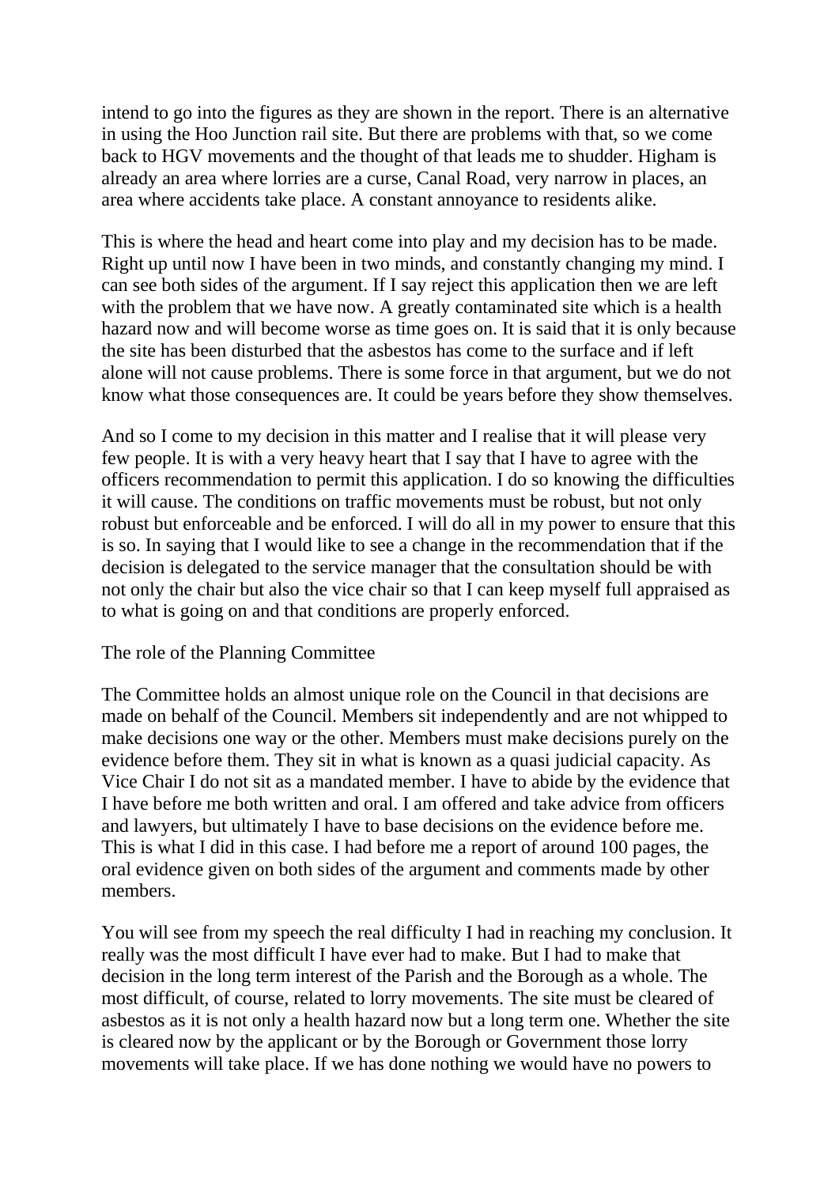intend to go into the figures as they are shown in the report. There is an alternative in using the Hoo Junction rail site. But there are problems with that, so we come back to HGV movements and the thought of that leads me to shudder. Higham is already an area where lorries are a curse, Canal Road, very narrow in places, an area where accidents take place. A constant annoyance to residents alike.

This is where the head and heart come into play and my decision has to be made. Right up until now I have been in two minds, and constantly changing my mind. I can see both sides of the argument. If I say reject this application then we are left with the problem that we have now. A greatly contaminated site which is a health hazard now and will become worse as time goes on. It is said that it is only because the site has been disturbed that the asbestos has come to the surface and if left alone will not cause problems. There is some force in that argument, but we do not know what those consequences are. It could be years before they show themselves.

And so I come to my decision in this matter and I realise that it will please very few people. It is with a very heavy heart that I say that I have to agree with the officers recommendation to permit this application. I do so knowing the difficulties it will cause. The conditions on traffic movements must be robust, but not only robust but enforceable and be enforced. I will do all in my power to ensure that this is so. In saying that I would like to see a change in the recommendation that if the decision is delegated to the service manager that the consultation should be with not only the chair but also the vice chair so that I can keep myself full appraised as to what is going on and that conditions are properly enforced.

## The role of the Planning Committee

The Committee holds an almost unique role on the Council in that decisions are made on behalf of the Council. Members sit independently and are not whipped to make decisions one way or the other. Members must make decisions purely on the evidence before them. They sit in what is known as a quasi judicial capacity. As Vice Chair I do not sit as a mandated member. I have to abide by the evidence that I have before me both written and oral. I am offered and take advice from officers and lawyers, but ultimately I have to base decisions on the evidence before me. This is what I did in this case. I had before me a report of around 100 pages, the oral evidence given on both sides of the argument and comments made by other members.

You will see from my speech the real difficulty I had in reaching my conclusion. It really was the most difficult I have ever had to make. But I had to make that decision in the long term interest of the Parish and the Borough as a whole. The most difficult, of course, related to lorry movements. The site must be cleared of asbestos as it is not only a health hazard now but a long term one. Whether the site is cleared now by the applicant or by the Borough or Government those lorry movements will take place. If we has done nothing we would have no powers to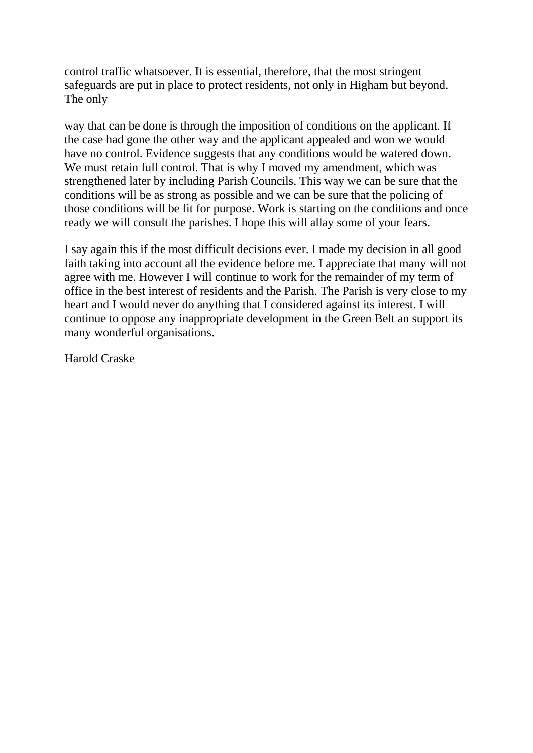control traffic whatsoever. It is essential, therefore, that the most stringent safeguards are put in place to protect residents, not only in Higham but beyond. The only

way that can be done is through the imposition of conditions on the applicant. If the case had gone the other way and the applicant appealed and won we would have no control. Evidence suggests that any conditions would be watered down. We must retain full control. That is why I moved my amendment, which was strengthened later by including Parish Councils. This way we can be sure that the conditions will be as strong as possible and we can be sure that the policing of those conditions will be fit for purpose. Work is starting on the conditions and once ready we will consult the parishes. I hope this will allay some of your fears.

I say again this if the most difficult decisions ever. I made my decision in all good faith taking into account all the evidence before me. I appreciate that many will not agree with me. However I will continue to work for the remainder of my term of office in the best interest of residents and the Parish. The Parish is very close to my heart and I would never do anything that I considered against its interest. I will continue to oppose any inappropriate development in the Green Belt an support its many wonderful organisations.

Harold Craske